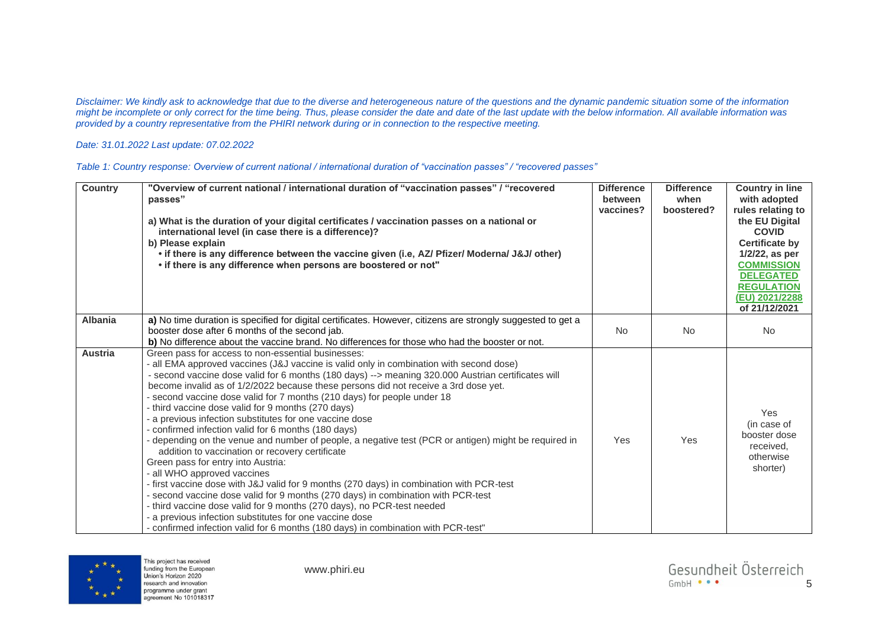*Disclaimer: We kindly ask to acknowledge that due to the diverse and heterogeneous nature of the questions and the dynamic pandemic situation some of the information might be incomplete or only correct for the time being. Thus, please consider the date and date of the last update with the below information. All available information was provided by a country representative from the PHIRI network during or in connection to the respective meeting.*

*Date: 31.01.2022 Last update: 07.02.2022*

*Table 1: Country response: Overview of current national / international duration of "vaccination passes" / "recovered passes"*

| Country | "Overview of current national / international duration of "vaccination passes" / "recovered passes" <br> a) What is the duration of your digital certificates / vaccination passes on a national or international level (in case there is a difference)? <br> b) Please explain <br> • if there is any difference between the vaccine given (i.e, AZ/ Pfizer/ Moderna/ J&J/ other) <br> • if there is any difference when persons are boostered or not" | Difference between vaccines? | Difference when boostered? | Country in line with adopted rules relating to the EU Digital COVID Certificate by 1/2/22, as per COMMISSION DELEGATED REGULATION (EU) 2021/2288 of 21/12/2021 |
|---|---|---|---|---|
| **Albania** | **a)** No time duration is specified for digital certificates. However, citizens are strongly suggested to get a booster dose after 6 months of the second jab. <br> **b)** No difference about the vaccine brand. No differences for those who had the booster or not. | No | No | No |
| **Austria** | Green pass for access to non-essential businesses: <br> - all EMA approved vaccines (J&J vaccine is valid only in combination with second dose) <br> - second vaccine dose valid for 6 months (180 days) --> meaning 320.000 Austrian certificates will become invalid as of 1/2/2022 because these persons did not receive a 3rd dose yet. <br> - second vaccine dose valid for 7 months (210 days) for people under 18 <br> - third vaccine dose valid for 9 months (270 days) <br> - a previous infection substitutes for one vaccine dose <br> - confirmed infection valid for 6 months (180 days) <br> - depending on the venue and number of people, a negative test (PCR or antigen) might be required in addition to vaccination or recovery certificate <br> Green pass for entry into Austria: <br> - all WHO approved vaccines <br> - first vaccine dose with J&J valid for 9 months (270 days) in combination with PCR-test <br> - second vaccine dose valid for 9 months (270 days) in combination with PCR-test <br> - third vaccine dose valid for 9 months (270 days), no PCR-test needed <br> - a previous infection substitutes for one vaccine dose <br> - confirmed infection valid for 6 months (180 days) in combination with PCR-test" | Yes | Yes | Yes (in case of booster dose received, otherwise shorter) |

This project has received funding from the European Union's Horizon 2020 research and innovation programme under grant agreement No 101018317

www.phiri.eu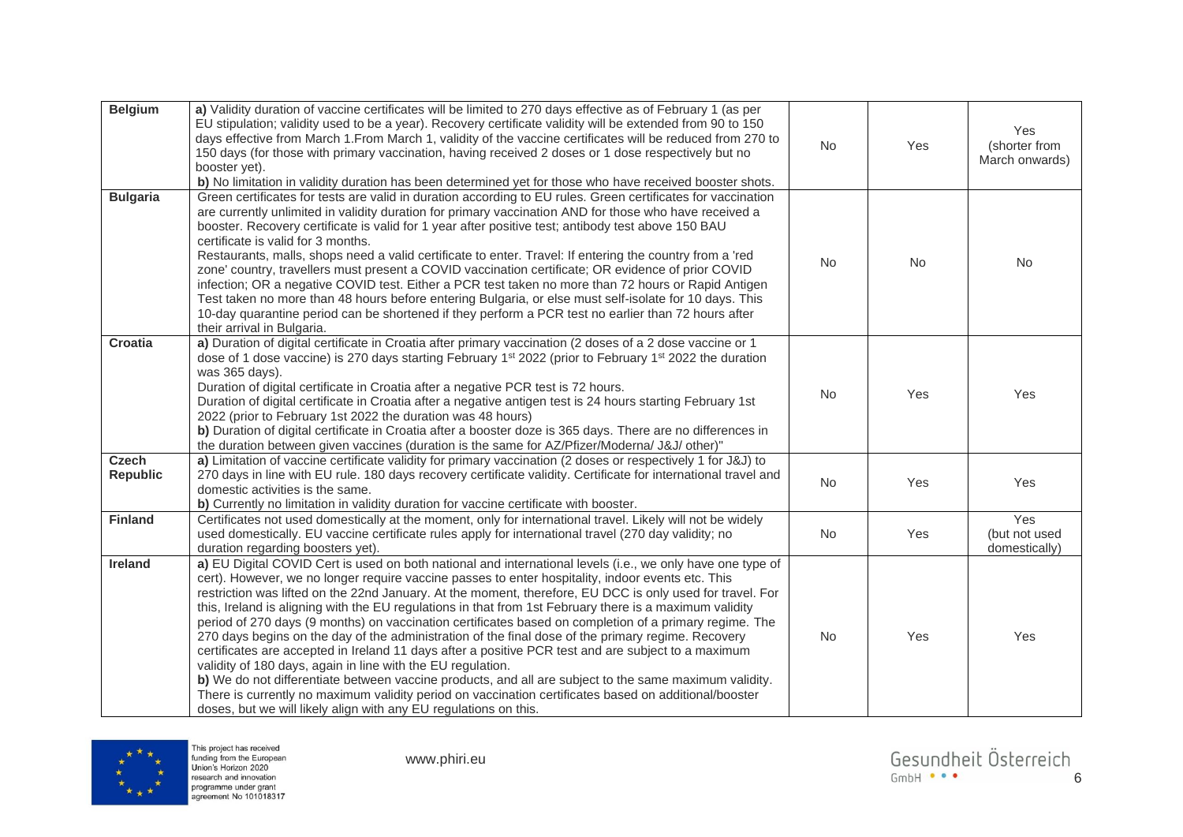| Belgium | a) Validity duration of vaccine certificates will be limited to 270 days effective as of February 1 (as per EU stipulation; validity used to be a year). Recovery certificate validity will be extended from 90 to 150 days effective from March 1.From March 1, validity of the vaccine certificates will be reduced from 270 to 150 days (for those with primary vaccination, having received 2 doses or 1 dose respectively but no booster yet).<br>b) No limitation in validity duration has been determined yet for those who have received booster shots. | No | Yes | Yes (shorter from March onwards) |
|---|---|---|---|---|
| **Bulgaria** | Green certificates for tests are valid in duration according to EU rules. Green certificates for vaccination are currently unlimited in validity duration for primary vaccination AND for those who have received a booster. Recovery certificate is valid for 1 year after positive test; antibody test above 150 BAU certificate is valid for 3 months.<br>Restaurants, malls, shops need a valid certificate to enter. Travel: If entering the country from a 'red zone' country, travellers must present a COVID vaccination certificate; OR evidence of prior COVID infection; OR a negative COVID test. Either a PCR test taken no more than 72 hours or Rapid Antigen Test taken no more than 48 hours before entering Bulgaria, or else must self-isolate for 10 days. This 10-day quarantine period can be shortened if they perform a PCR test no earlier than 72 hours after their arrival in Bulgaria. | No | No | No |
| **Croatia** | a) Duration of digital certificate in Croatia after primary vaccination (2 doses of a 2 dose vaccine or 1 dose of 1 dose vaccine) is 270 days starting February 1st 2022 (prior to February 1st 2022 the duration was 365 days).<br>Duration of digital certificate in Croatia after a negative PCR test is 72 hours.<br>Duration of digital certificate in Croatia after a negative antigen test is 24 hours starting February 1st 2022 (prior to February 1st 2022 the duration was 48 hours)<br>b) Duration of digital certificate in Croatia after a booster doze is 365 days. There are no differences in the duration between given vaccines (duration is the same for AZ/Pfizer/Moderna/ J&J/ other)" | No | Yes | Yes |
| **Czech Republic** | a) Limitation of vaccine certificate validity for primary vaccination (2 doses or respectively 1 for J&J) to 270 days in line with EU rule. 180 days recovery certificate validity. Certificate for international travel and domestic activities is the same.<br>b) Currently no limitation in validity duration for vaccine certificate with booster. | No | Yes | Yes |
| **Finland** | Certificates not used domestically at the moment, only for international travel. Likely will not be widely used domestically. EU vaccine certificate rules apply for international travel (270 day validity; no duration regarding boosters yet). | No | Yes | Yes (but not used domestically) |
| **Ireland** | a) EU Digital COVID Cert is used on both national and international levels (i.e., we only have one type of cert). However, we no longer require vaccine passes to enter hospitality, indoor events etc. This restriction was lifted on the 22nd January. At the moment, therefore, EU DCC is only used for travel. For this, Ireland is aligning with the EU regulations in that from 1st February there is a maximum validity period of 270 days (9 months) on vaccination certificates based on completion of a primary regime. The 270 days begins on the day of the administration of the final dose of the primary regime. Recovery certificates are accepted in Ireland 11 days after a positive PCR test and are subject to a maximum validity of 180 days, again in line with the EU regulation.<br>b) We do not differentiate between vaccine products, and all are subject to the same maximum validity. There is currently no maximum validity period on vaccination certificates based on additional/booster doses, but we will likely align with any EU regulations on this. | No | Yes | Yes |

This project has received funding from the European Union's Horizon 2020 research and innovation programme under grant agreement No 101018317

www.phiri.eu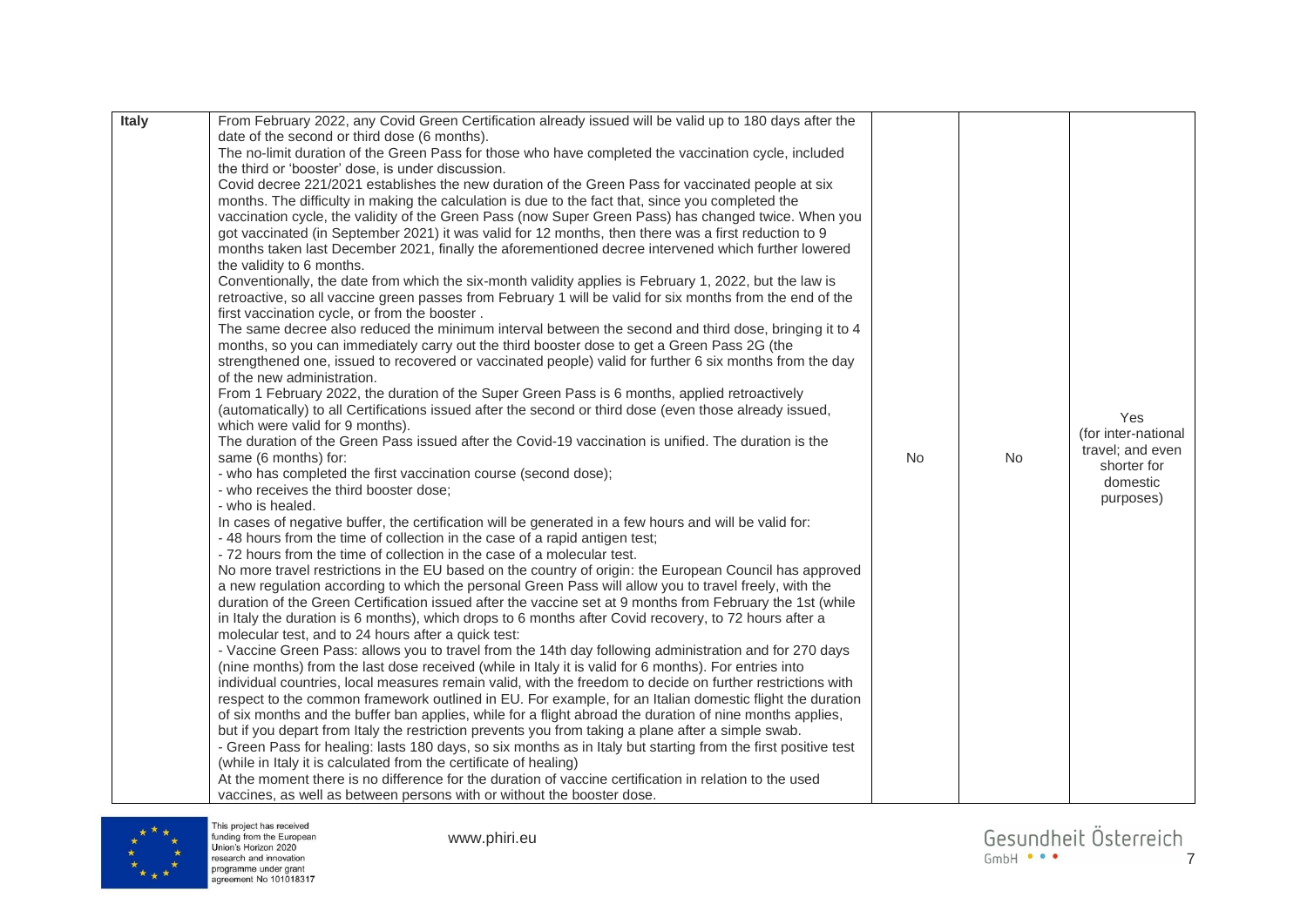| | | | | |
|---|---|---|---|---|
| **Italy** | From February 2022, any Covid Green Certification already issued will be valid up to 180 days after the date of the second or third dose (6 months).<br>The no-limit duration of the Green Pass for those who have completed the vaccination cycle, included the third or 'booster' dose, is under discussion.<br>Covid decree 221/2021 establishes the new duration of the Green Pass for vaccinated people at six months. The difficulty in making the calculation is due to the fact that, since you completed the vaccination cycle, the validity of the Green Pass (now Super Green Pass) has changed twice. When you got vaccinated (in September 2021) it was valid for 12 months, then there was a first reduction to 9 months taken last December 2021, finally the aforementioned decree intervened which further lowered the validity to 6 months.<br>Conventionally, the date from which the six-month validity applies is February 1, 2022, but the law is retroactive, so all vaccine green passes from February 1 will be valid for six months from the end of the first vaccination cycle, or from the booster .<br>The same decree also reduced the minimum interval between the second and third dose, bringing it to 4 months, so you can immediately carry out the third booster dose to get a Green Pass 2G (the strengthened one, issued to recovered or vaccinated people) valid for further 6 six months from the day of the new administration.<br>From 1 February 2022, the duration of the Super Green Pass is 6 months, applied retroactively (automatically) to all Certifications issued after the second or third dose (even those already issued, which were valid for 9 months).<br>The duration of the Green Pass issued after the Covid-19 vaccination is unified. The duration is the same (6 months) for:<br>- who has completed the first vaccination course (second dose);<br>- who receives the third booster dose;<br>- who is healed.<br>In cases of negative buffer, the certification will be generated in a few hours and will be valid for:<br>- 48 hours from the time of collection in the case of a rapid antigen test;<br>- 72 hours from the time of collection in the case of a molecular test.<br>No more travel restrictions in the EU based on the country of origin: the European Council has approved a new regulation according to which the personal Green Pass will allow you to travel freely, with the duration of the Green Certification issued after the vaccine set at 9 months from February the 1st (while in Italy the duration is 6 months), which drops to 6 months after Covid recovery, to 72 hours after a molecular test, and to 24 hours after a quick test:<br>- Vaccine Green Pass: allows you to travel from the 14th day following administration and for 270 days (nine months) from the last dose received (while in Italy it is valid for 6 months). For entries into individual countries, local measures remain valid, with the freedom to decide on further restrictions with respect to the common framework outlined in EU. For example, for an Italian domestic flight the duration of six months and the buffer ban applies, while for a flight abroad the duration of nine months applies, but if you depart from Italy the restriction prevents you from taking a plane after a simple swab.<br>- Green Pass for healing: lasts 180 days, so six months as in Italy but starting from the first positive test (while in Italy it is calculated from the certificate of healing)<br>At the moment there is no difference for the duration of vaccine certification in relation to the used vaccines, as well as between persons with or without the booster dose. | No | No | Yes (for inter-national travel; and even shorter for domestic purposes) |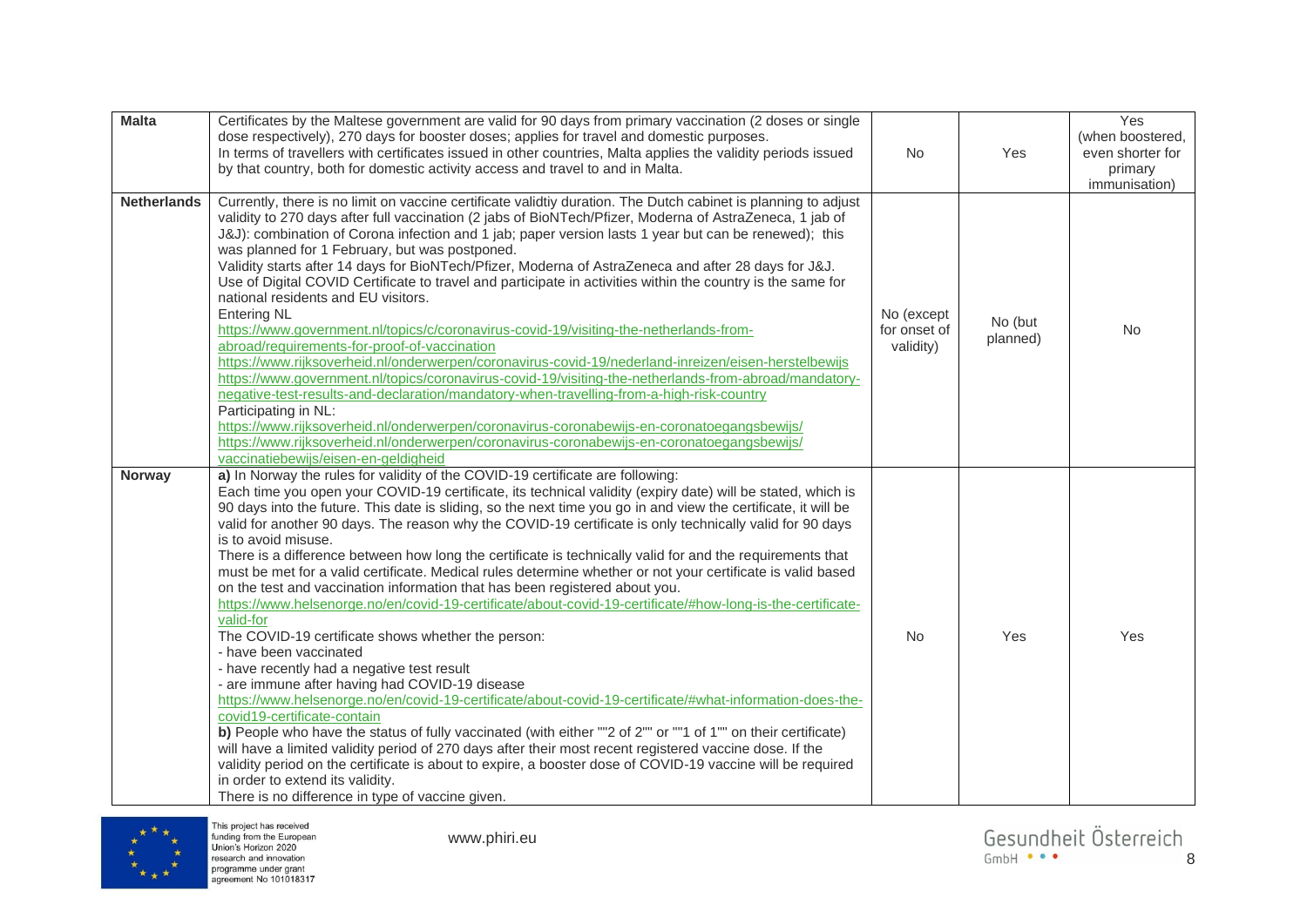| **Malta** | Certificates by the Maltese government are valid for 90 days from primary vaccination (2 doses or single dose respectively), 270 days for booster doses; applies for travel and domestic purposes.<br>In terms of travellers with certificates issued in other countries, Malta applies the validity periods issued by that country, both for domestic activity access and travel to and in Malta. | No | Yes | Yes (when boostered, even shorter for primary immunisation) |
|---|---|---|---|---|
| **Netherlands** | Currently, there is no limit on vaccine certificate validtiy duration. The Dutch cabinet is planning to adjust validity to 270 days after full vaccination (2 jabs of BioNTech/Pfizer, Moderna of AstraZeneca, 1 jab of J&J): combination of Corona infection and 1 jab; paper version lasts 1 year but can be renewed); this was planned for 1 February, but was postponed.<br>Validity starts after 14 days for BioNTech/Pfizer, Moderna of AstraZeneca and after 28 days for J&J.<br>Use of Digital COVID Certificate to travel and participate in activities within the country is the same for national residents and EU visitors.<br>Entering NL<br>https://www.government.nl/topics/c/coronavirus-covid-19/visiting-the-netherlands-from-abroad/requirements-for-proof-of-vaccination<br>https://www.rijksoverheid.nl/onderwerpen/coronavirus-covid-19/nederland-inreizen/eisen-herstelbewijs<br>https://www.government.nl/topics/coronavirus-covid-19/visiting-the-netherlands-from-abroad/mandatory-negative-test-results-and-declaration/mandatory-when-travelling-from-a-high-risk-country<br>Participating in NL:<br>https://www.rijksoverheid.nl/onderwerpen/coronavirus-coronabewijs-en-coronatoegangsbewijs/<br>https://www.rijksoverheid.nl/onderwerpen/coronavirus-coronabewijs-en-coronatoegangsbewijs/vaccinatiebewijs/eisen-en-geldigheid | No (except for onset of validity) | No (but planned) | No |
| **Norway** | **a)** In Norway the rules for validity of the COVID-19 certificate are following:<br>Each time you open your COVID-19 certificate, its technical validity (expiry date) will be stated, which is 90 days into the future. This date is sliding, so the next time you go in and view the certificate, it will be valid for another 90 days. The reason why the COVID-19 certificate is only technically valid for 90 days is to avoid misuse.<br>There is a difference between how long the certificate is technically valid for and the requirements that must be met for a valid certificate. Medical rules determine whether or not your certificate is valid based on the test and vaccination information that has been registered about you.<br>https://www.helsenorge.no/en/covid-19-certificate/about-covid-19-certificate/#how-long-is-the-certificate-valid-for<br>The COVID-19 certificate shows whether the person:<br>- have been vaccinated<br>- have recently had a negative test result<br>- are immune after having had COVID-19 disease<br>https://www.helsenorge.no/en/covid-19-certificate/about-covid-19-certificate/#what-information-does-the-covid19-certificate-contain<br>**b)** People who have the status of fully vaccinated (with either ""2 of 2"" or ""1 of 1"" on their certificate) will have a limited validity period of 270 days after their most recent registered vaccine dose. If the validity period on the certificate is about to expire, a booster dose of COVID-19 vaccine will be required in order to extend its validity.<br>There is no difference in type of vaccine given. | No | Yes | Yes |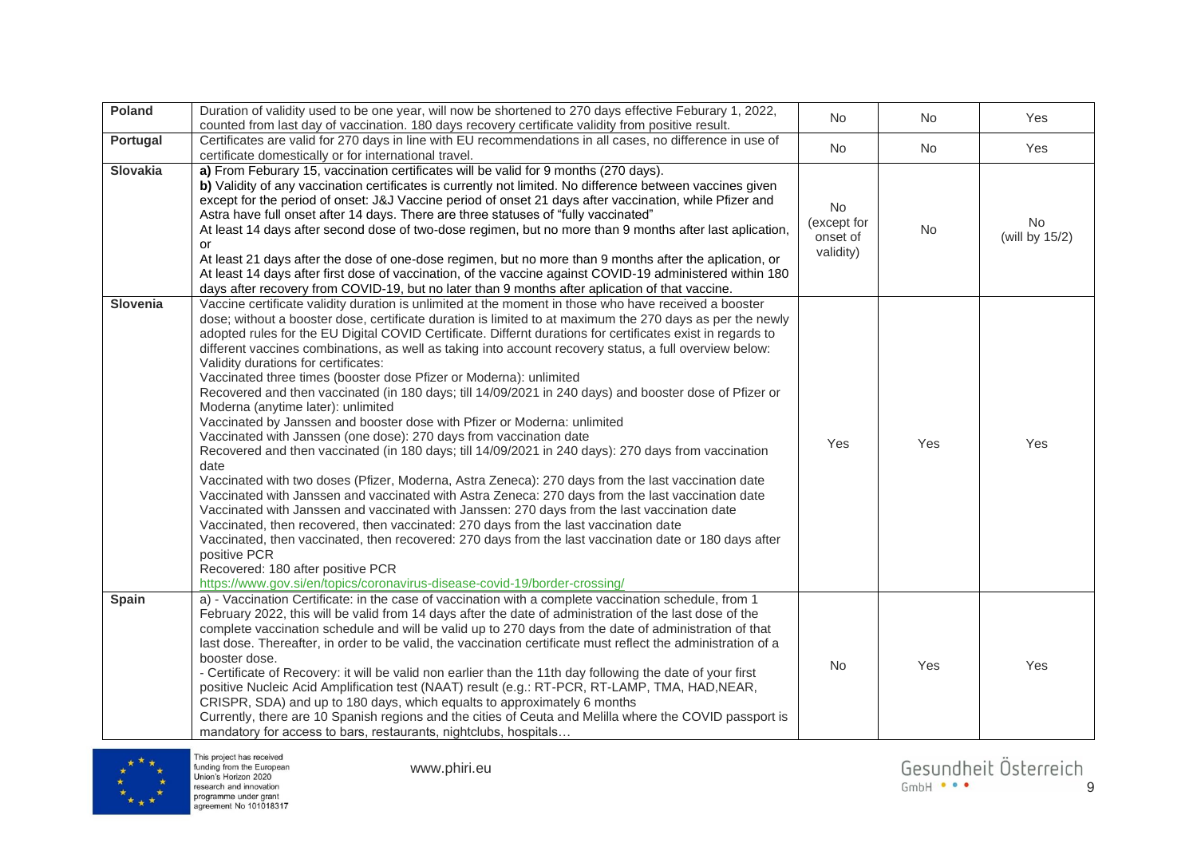| Poland | Duration of validity used to be one year, will now be shortened to 270 days effective Feburary 1, 2022, counted from last day of vaccination. 180 days recovery certificate validity from positive result. | No | No | Yes |
|---|---|---|---|---|
| Portugal | Certificates are valid for 270 days in line with EU recommendations in all cases, no difference in use of certificate domestically or for international travel. | No | No | Yes |
| Slovakia | **a)** From Feburary 15, vaccination certificates will be valid for 9 months (270 days).<br>**b)** Validity of any vaccination certificates is currently not limited. No difference between vaccines given except for the period of onset: J&J Vaccine period of onset 21 days after vaccination, while Pfizer and Astra have full onset after 14 days. There are three statuses of "fully vaccinated"<br>At least 14 days after second dose of two-dose regimen, but no more than 9 months after last aplication, or<br>At least 21 days after the dose of one-dose regimen, but no more than 9 months after the aplication, or<br>At least 14 days after first dose of vaccination, of the vaccine against COVID-19 administered within 180 days after recovery from COVID-19, but no later than 9 months after aplication of that vaccine. | No (except for onset of validity) | No | No (will by 15/2) |
| Slovenia | Vaccine certificate validity duration is unlimited at the moment in those who have received a booster dose; without a booster dose, certificate duration is limited to at maximum the 270 days as per the newly adopted rules for the EU Digital COVID Certificate. Differnt durations for certificates exist in regards to different vaccines combinations, as well as taking into account recovery status, a full overview below:<br>Validity durations for certificates:<br>Vaccinated three times (booster dose Pfizer or Moderna): unlimited<br>Recovered and then vaccinated (in 180 days; till 14/09/2021 in 240 days) and booster dose of Pfizer or Moderna (anytime later): unlimited<br>Vaccinated by Janssen and booster dose with Pfizer or Moderna: unlimited<br>Vaccinated with Janssen (one dose): 270 days from vaccination date<br>Recovered and then vaccinated (in 180 days; till 14/09/2021 in 240 days): 270 days from vaccination date<br>Vaccinated with two doses (Pfizer, Moderna, Astra Zeneca): 270 days from the last vaccination date<br>Vaccinated with Janssen and vaccinated with Astra Zeneca: 270 days from the last vaccination date<br>Vaccinated with Janssen and vaccinated with Janssen: 270 days from the last vaccination date<br>Vaccinated, then recovered, then vaccinated: 270 days from the last vaccination date<br>Vaccinated, then vaccinated, then recovered: 270 days from the last vaccination date or 180 days after positive PCR<br>Recovered: 180 after positive PCR<br>https://www.gov.si/en/topics/coronavirus-disease-covid-19/border-crossing/ | Yes | Yes | Yes |
| Spain | a) - Vaccination Certificate: in the case of vaccination with a complete vaccination schedule, from 1 February 2022, this will be valid from 14 days after the date of administration of the last dose of the complete vaccination schedule and will be valid up to 270 days from the date of administration of that last dose. Thereafter, in order to be valid, the vaccination certificate must reflect the administration of a booster dose.<br>- Certificate of Recovery: it will be valid non earlier than the 11th day following the date of your first positive Nucleic Acid Amplification test (NAAT) result (e.g.: RT-PCR, RT-LAMP, TMA, HAD,NEAR, CRISPR, SDA) and up to 180 days, which equalts to approximately 6 months<br>Currently, there are 10 Spanish regions and the cities of Ceuta and Melilla where the COVID passport is mandatory for access to bars, restaurants, nightclubs, hospitals… | No | Yes | Yes |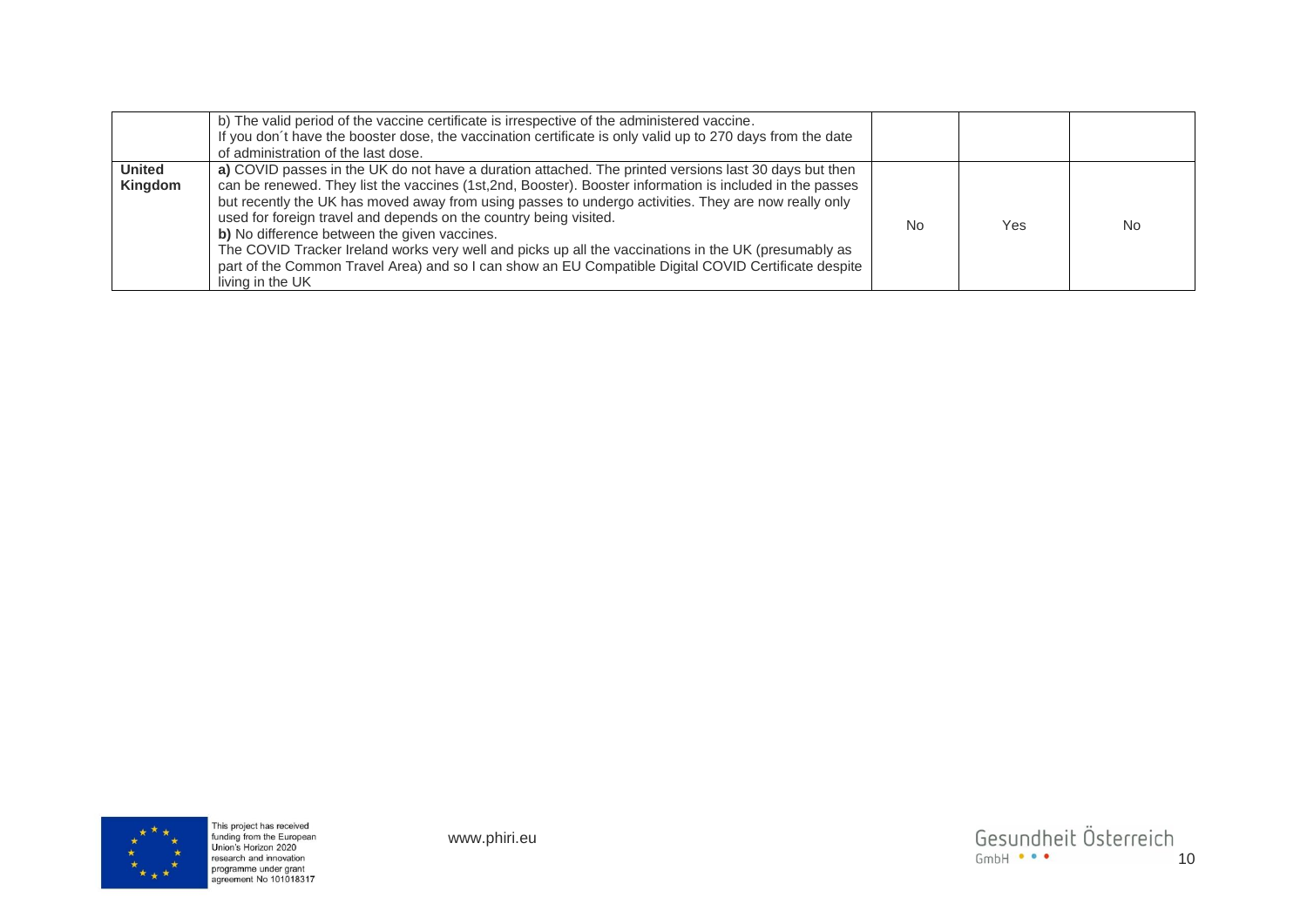| | | | | |
|---|---|---|---|---|
| | b) The valid period of the vaccine certificate is irrespective of the administered vaccine.<br>If you don´t have the booster dose, the vaccination certificate is only valid up to 270 days from the date of administration of the last dose. | | | |
| **United Kingdom** | **a)** COVID passes in the UK do not have a duration attached. The printed versions last 30 days but then can be renewed. They list the vaccines (1st,2nd, Booster). Booster information is included in the passes but recently the UK has moved away from using passes to undergo activities. They are now really only used for foreign travel and depends on the country being visited.<br>**b)** No difference between the given vaccines.<br>The COVID Tracker Ireland works very well and picks up all the vaccinations in the UK (presumably as part of the Common Travel Area) and so I can show an EU Compatible Digital COVID Certificate despite living in the UK | No | Yes | No |